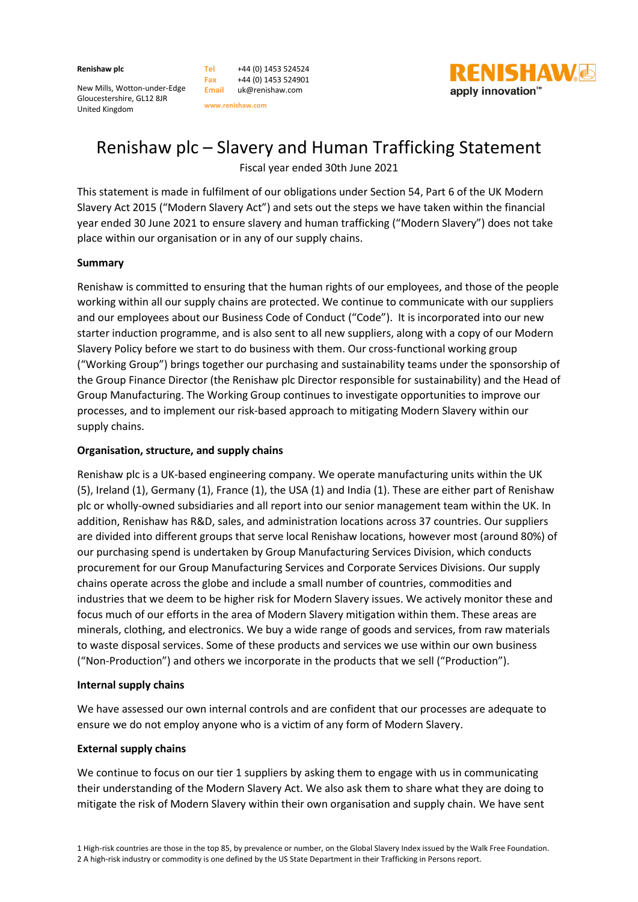Renishaw plc

New Mills, Wotton-under-Edge
Gloucestershire, GL12 8JR
United Kingdom

Tel +44 (0) 1453 524524
Fax +44 (0) 1453 524901
Email uk@renishaw.com

www.renishaw.com

RENISHAW
apply innovation™

# Renishaw plc – Slavery and Human Trafficking Statement

Fiscal year ended 30th June 2021

This statement is made in fulfilment of our obligations under Section 54, Part 6 of the UK Modern Slavery Act 2015 ("Modern Slavery Act") and sets out the steps we have taken within the financial year ended 30 June 2021 to ensure slavery and human trafficking ("Modern Slavery") does not take place within our organisation or in any of our supply chains.

**Summary**

Renishaw is committed to ensuring that the human rights of our employees, and those of the people working within all our supply chains are protected. We continue to communicate with our suppliers and our employees about our Business Code of Conduct ("Code"). It is incorporated into our new starter induction programme, and is also sent to all new suppliers, along with a copy of our Modern Slavery Policy before we start to do business with them. Our cross-functional working group ("Working Group") brings together our purchasing and sustainability teams under the sponsorship of the Group Finance Director (the Renishaw plc Director responsible for sustainability) and the Head of Group Manufacturing. The Working Group continues to investigate opportunities to improve our processes, and to implement our risk-based approach to mitigating Modern Slavery within our supply chains.

**Organisation, structure, and supply chains**

Renishaw plc is a UK-based engineering company. We operate manufacturing units within the UK (5), Ireland (1), Germany (1), France (1), the USA (1) and India (1). These are either part of Renishaw plc or wholly-owned subsidiaries and all report into our senior management team within the UK. In addition, Renishaw has R&D, sales, and administration locations across 37 countries. Our suppliers are divided into different groups that serve local Renishaw locations, however most (around 80%) of our purchasing spend is undertaken by Group Manufacturing Services Division, which conducts procurement for our Group Manufacturing Services and Corporate Services Divisions. Our supply chains operate across the globe and include a small number of countries, commodities and industries that we deem to be higher risk for Modern Slavery issues. We actively monitor these and focus much of our efforts in the area of Modern Slavery mitigation within them. These areas are minerals, clothing, and electronics. We buy a wide range of goods and services, from raw materials to waste disposal services. Some of these products and services we use within our own business ("Non-Production") and others we incorporate in the products that we sell ("Production").

**Internal supply chains**

We have assessed our own internal controls and are confident that our processes are adequate to ensure we do not employ anyone who is a victim of any form of Modern Slavery.

**External supply chains**

We continue to focus on our tier 1 suppliers by asking them to engage with us in communicating their understanding of the Modern Slavery Act. We also ask them to share what they are doing to mitigate the risk of Modern Slavery within their own organisation and supply chain. We have sent

1 High-risk countries are those in the top 85, by prevalence or number, on the Global Slavery Index issued by the Walk Free Foundation.
2 A high-risk industry or commodity is one defined by the US State Department in their Trafficking in Persons report.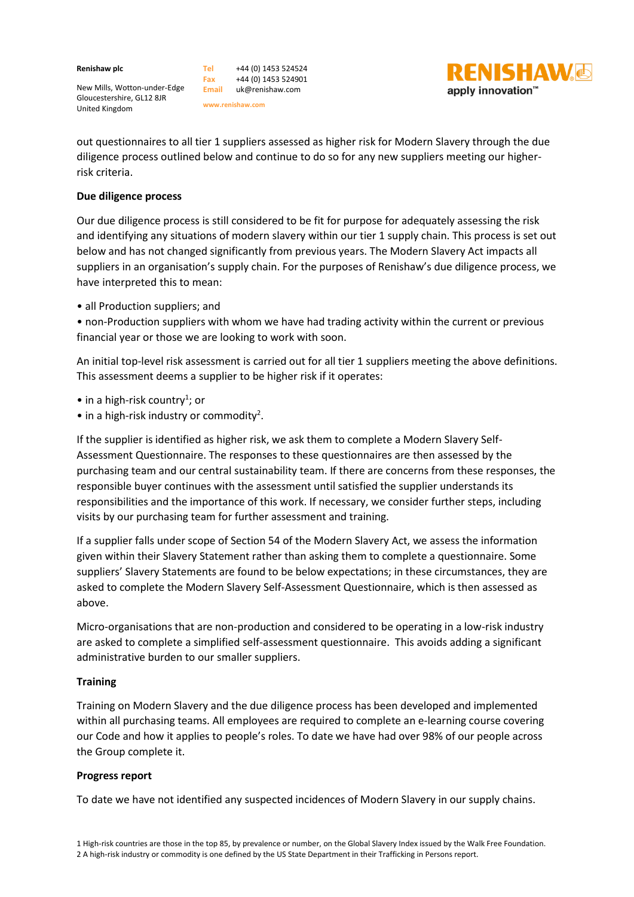out questionnaires to all tier 1 suppliers assessed as higher risk for Modern Slavery through the due diligence process outlined below and continue to do so for any new suppliers meeting our higher-risk criteria.

**Due diligence process**

Our due diligence process is still considered to be fit for purpose for adequately assessing the risk and identifying any situations of modern slavery within our tier 1 supply chain. This process is set out below and has not changed significantly from previous years. The Modern Slavery Act impacts all suppliers in an organisation's supply chain. For the purposes of Renishaw's due diligence process, we have interpreted this to mean:

- all Production suppliers; and
- non-Production suppliers with whom we have had trading activity within the current or previous financial year or those we are looking to work with soon.

An initial top-level risk assessment is carried out for all tier 1 suppliers meeting the above definitions. This assessment deems a supplier to be higher risk if it operates:

- in a high-risk country[1]; or
- in a high-risk industry or commodity[2].

If the supplier is identified as higher risk, we ask them to complete a Modern Slavery Self-Assessment Questionnaire. The responses to these questionnaires are then assessed by the purchasing team and our central sustainability team. If there are concerns from these responses, the responsible buyer continues with the assessment until satisfied the supplier understands its responsibilities and the importance of this work. If necessary, we consider further steps, including visits by our purchasing team for further assessment and training.

If a supplier falls under scope of Section 54 of the Modern Slavery Act, we assess the information given within their Slavery Statement rather than asking them to complete a questionnaire. Some suppliers' Slavery Statements are found to be below expectations; in these circumstances, they are asked to complete the Modern Slavery Self-Assessment Questionnaire, which is then assessed as above.

Micro-organisations that are non-production and considered to be operating in a low-risk industry are asked to complete a simplified self-assessment questionnaire. This avoids adding a significant administrative burden to our smaller suppliers.

**Training**

Training on Modern Slavery and the due diligence process has been developed and implemented within all purchasing teams. All employees are required to complete an e-learning course covering our Code and how it applies to people's roles. To date we have had over 98% of our people across the Group complete it.

**Progress report**

To date we have not identified any suspected incidences of Modern Slavery in our supply chains.

1 High-risk countries are those in the top 85, by prevalence or number, on the Global Slavery Index issued by the Walk Free Foundation.
2 A high-risk industry or commodity is one defined by the US State Department in their Trafficking in Persons report.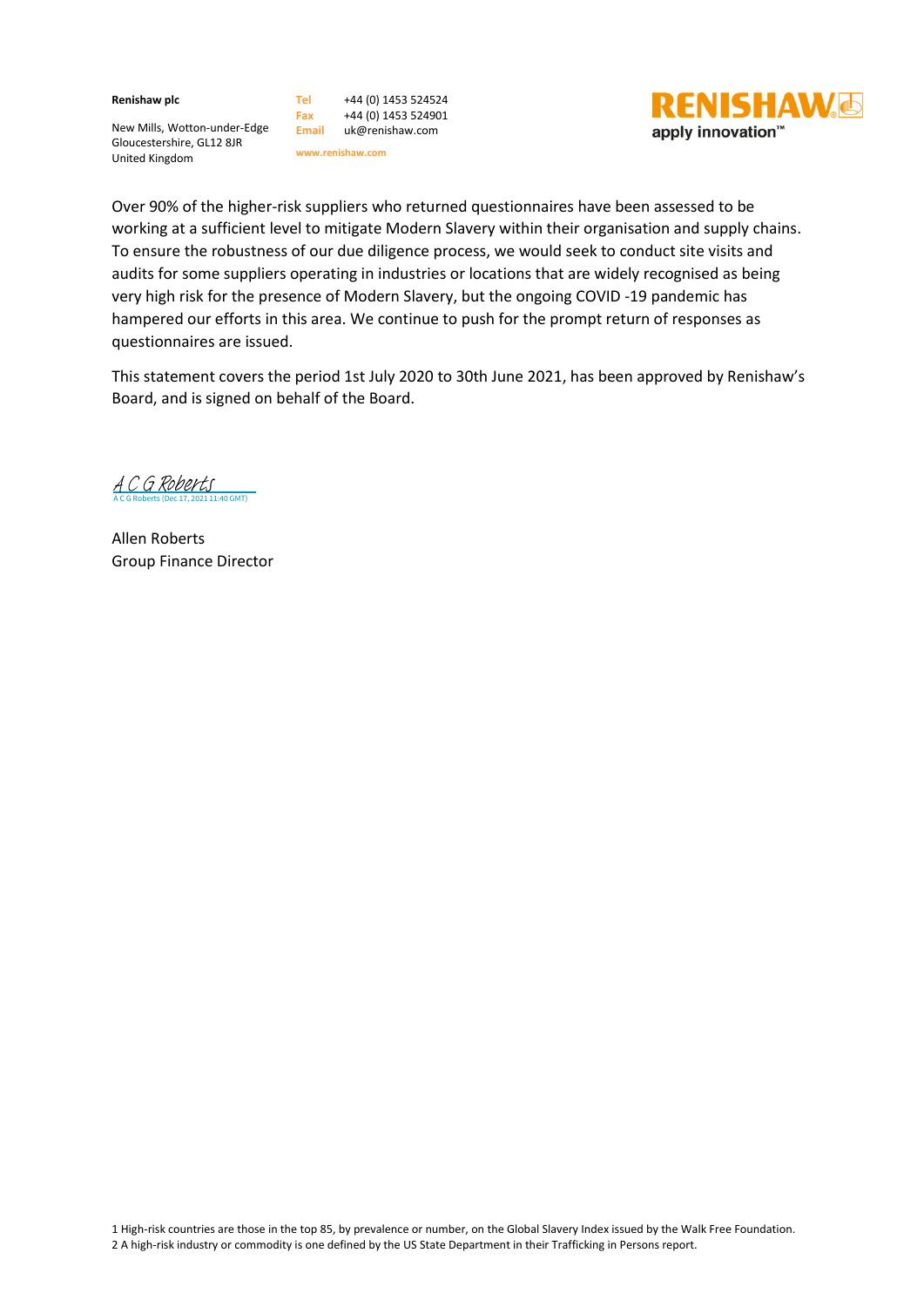Over 90% of the higher-risk suppliers who returned questionnaires have been assessed to be working at a sufficient level to mitigate Modern Slavery within their organisation and supply chains. To ensure the robustness of our due diligence process, we would seek to conduct site visits and audits for some suppliers operating in industries or locations that are widely recognised as being very high risk for the presence of Modern Slavery, but the ongoing COVID -19 pandemic has hampered our efforts in this area. We continue to push for the prompt return of responses as questionnaires are issued.

This statement covers the period 1st July 2020 to 30th June 2021, has been approved by Renishaw's Board, and is signed on behalf of the Board.

A C G Roberts
A C G Roberts (Dec 17, 2021 11:40 GMT)

Allen Roberts
Group Finance Director

1 High-risk countries are those in the top 85, by prevalence or number, on the Global Slavery Index issued by the Walk Free Foundation.
2 A high-risk industry or commodity is one defined by the US State Department in their Trafficking in Persons report.